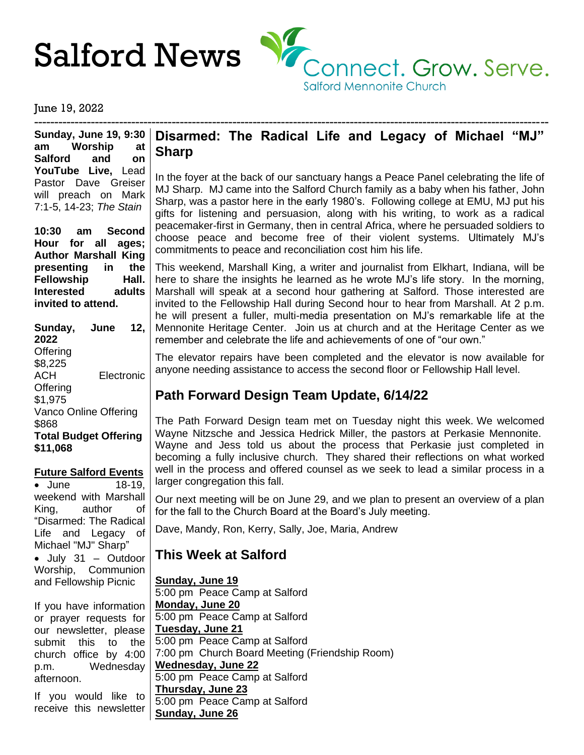# Salford News

Connect. Grow. Serve.
Salford Mennonite Church

June 19, 2022

**Sunday, June 19, 9:30 am Worship at Salford and on YouTube Live,** Lead Pastor Dave Greiser will preach on Mark 7:1-5, 14-23; *The Stain*

**10:30 am Second Hour for all ages; Author Marshall King presenting in the Fellowship Hall. Interested adults invited to attend.**

**Sunday, June 12, 2022**
Offering
$8,225
ACH Electronic Offering
$1,975
Vanco Online Offering
$868
**Total Budget Offering $11,068**

**Future Salford Events**

- June 18-19, weekend with Marshall King, author of "Disarmed: The Radical Life and Legacy of Michael "MJ" Sharp"
- July 31 – Outdoor Worship, Communion and Fellowship Picnic

If you have information or prayer requests for our newsletter, please submit this to the church office by 4:00 p.m. Wednesday afternoon.

If you would like to receive this newsletter

## Disarmed: The Radical Life and Legacy of Michael "MJ" Sharp

In the foyer at the back of our sanctuary hangs a Peace Panel celebrating the life of MJ Sharp. MJ came into the Salford Church family as a baby when his father, John Sharp, was a pastor here in the early 1980's. Following college at EMU, MJ put his gifts for listening and persuasion, along with his writing, to work as a radical peacemaker-first in Germany, then in central Africa, where he persuaded soldiers to choose peace and become free of their violent systems. Ultimately MJ's commitments to peace and reconciliation cost him his life.

This weekend, Marshall King, a writer and journalist from Elkhart, Indiana, will be here to share the insights he learned as he wrote MJ's life story. In the morning, Marshall will speak at a second hour gathering at Salford. Those interested are invited to the Fellowship Hall during Second hour to hear from Marshall. At 2 p.m. he will present a fuller, multi-media presentation on MJ's remarkable life at the Mennonite Heritage Center. Join us at church and at the Heritage Center as we remember and celebrate the life and achievements of one of "our own."

The elevator repairs have been completed and the elevator is now available for anyone needing assistance to access the second floor or Fellowship Hall level.

## Path Forward Design Team Update, 6/14/22

The Path Forward Design team met on Tuesday night this week. We welcomed Wayne Nitzsche and Jessica Hedrick Miller, the pastors at Perkasie Mennonite. Wayne and Jess told us about the process that Perkasie just completed in becoming a fully inclusive church. They shared their reflections on what worked well in the process and offered counsel as we seek to lead a similar process in a larger congregation this fall.

Our next meeting will be on June 29, and we plan to present an overview of a plan for the fall to the Church Board at the Board's July meeting.

Dave, Mandy, Ron, Kerry, Sally, Joe, Maria, Andrew

## This Week at Salford

**Sunday, June 19**
5:00 pm Peace Camp at Salford
**Monday, June 20**
5:00 pm Peace Camp at Salford
**Tuesday, June 21**
5:00 pm Peace Camp at Salford
7:00 pm Church Board Meeting (Friendship Room)
**Wednesday, June 22**
5:00 pm Peace Camp at Salford
**Thursday, June 23**
5:00 pm Peace Camp at Salford
**Sunday, June 26**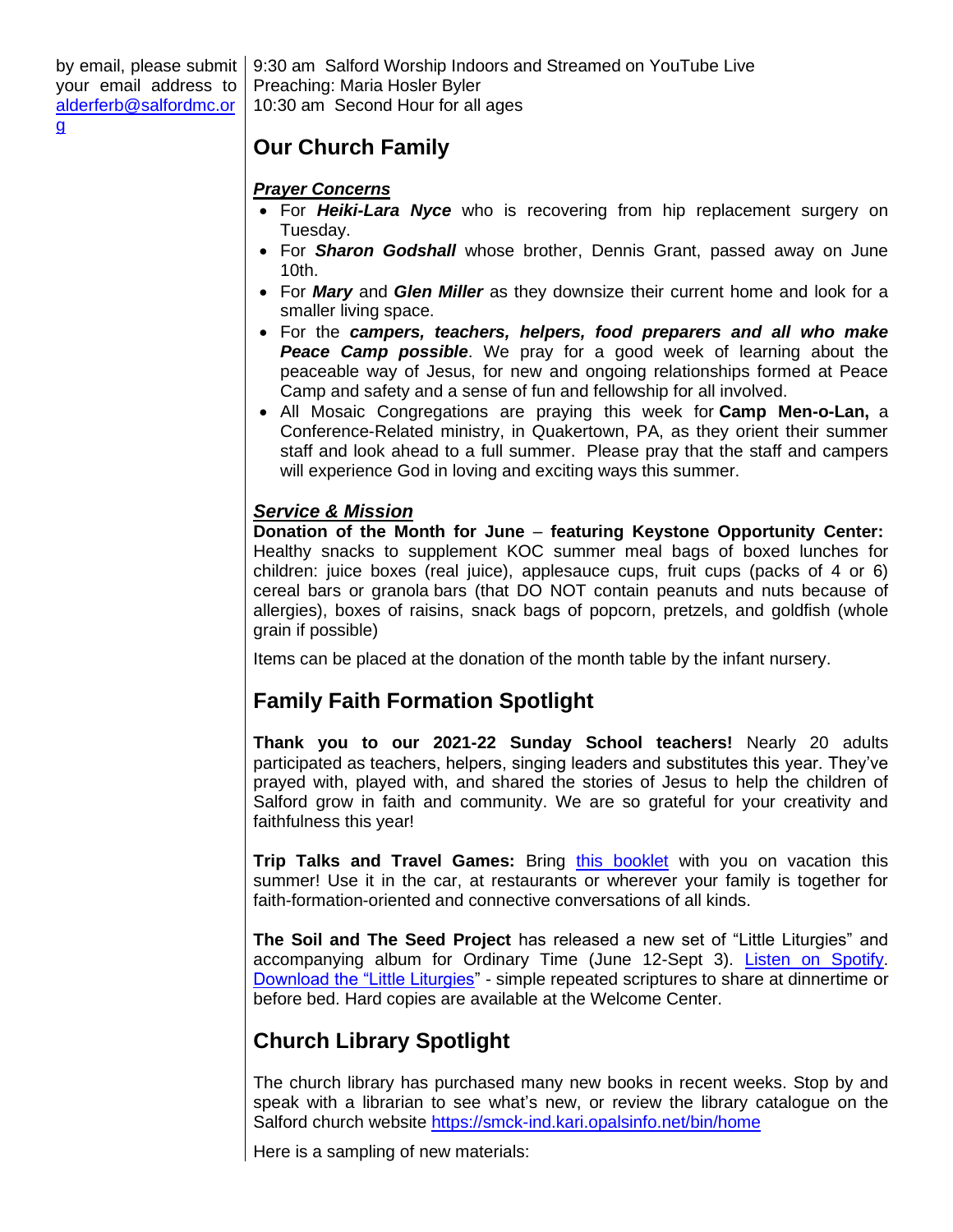by email, please submit your email address to [alderferb@salfordmc.org](mailto:alderferb@salfordmc.org)

9:30 am Salford Worship Indoors and Streamed on YouTube Live
Preaching: Maria Hosler Byler
10:30 am Second Hour for all ages

## Our Church Family

***Prayer Concerns***

- For ***Heiki-Lara Nyce*** who is recovering from hip replacement surgery on Tuesday.
- For ***Sharon Godshall*** whose brother, Dennis Grant, passed away on June 10th.
- For ***Mary*** and ***Glen Miller*** as they downsize their current home and look for a smaller living space.
- For the ***campers, teachers, helpers, food preparers and all who make Peace Camp possible***. We pray for a good week of learning about the peaceable way of Jesus, for new and ongoing relationships formed at Peace Camp and safety and a sense of fun and fellowship for all involved.
- All Mosaic Congregations are praying this week for **Camp Men-o-Lan,** a Conference-Related ministry, in Quakertown, PA, as they orient their summer staff and look ahead to a full summer. Please pray that the staff and campers will experience God in loving and exciting ways this summer.

***Service & Mission***

**Donation of the Month for June** – **featuring Keystone Opportunity Center:** Healthy snacks to supplement KOC summer meal bags of boxed lunches for children: juice boxes (real juice), applesauce cups, fruit cups (packs of 4 or 6) cereal bars or granola bars (that DO NOT contain peanuts and nuts because of allergies), boxes of raisins, snack bags of popcorn, pretzels, and goldfish (whole grain if possible)

Items can be placed at the donation of the month table by the infant nursery.

## Family Faith Formation Spotlight

**Thank you to our 2021-22 Sunday School teachers!** Nearly 20 adults participated as teachers, helpers, singing leaders and substitutes this year. They've prayed with, played with, and shared the stories of Jesus to help the children of Salford grow in faith and community. We are so grateful for your creativity and faithfulness this year!

**Trip Talks and Travel Games:** Bring this booklet with you on vacation this summer! Use it in the car, at restaurants or wherever your family is together for faith-formation-oriented and connective conversations of all kinds.

**The Soil and The Seed Project** has released a new set of "Little Liturgies" and accompanying album for Ordinary Time (June 12-Sept 3). Listen on Spotify. Download the "Little Liturgies" - simple repeated scriptures to share at dinnertime or before bed. Hard copies are available at the Welcome Center.

## Church Library Spotlight

The church library has purchased many new books in recent weeks. Stop by and speak with a librarian to see what's new, or review the library catalogue on the Salford church website https://smck-ind.kari.opalsinfo.net/bin/home

Here is a sampling of new materials: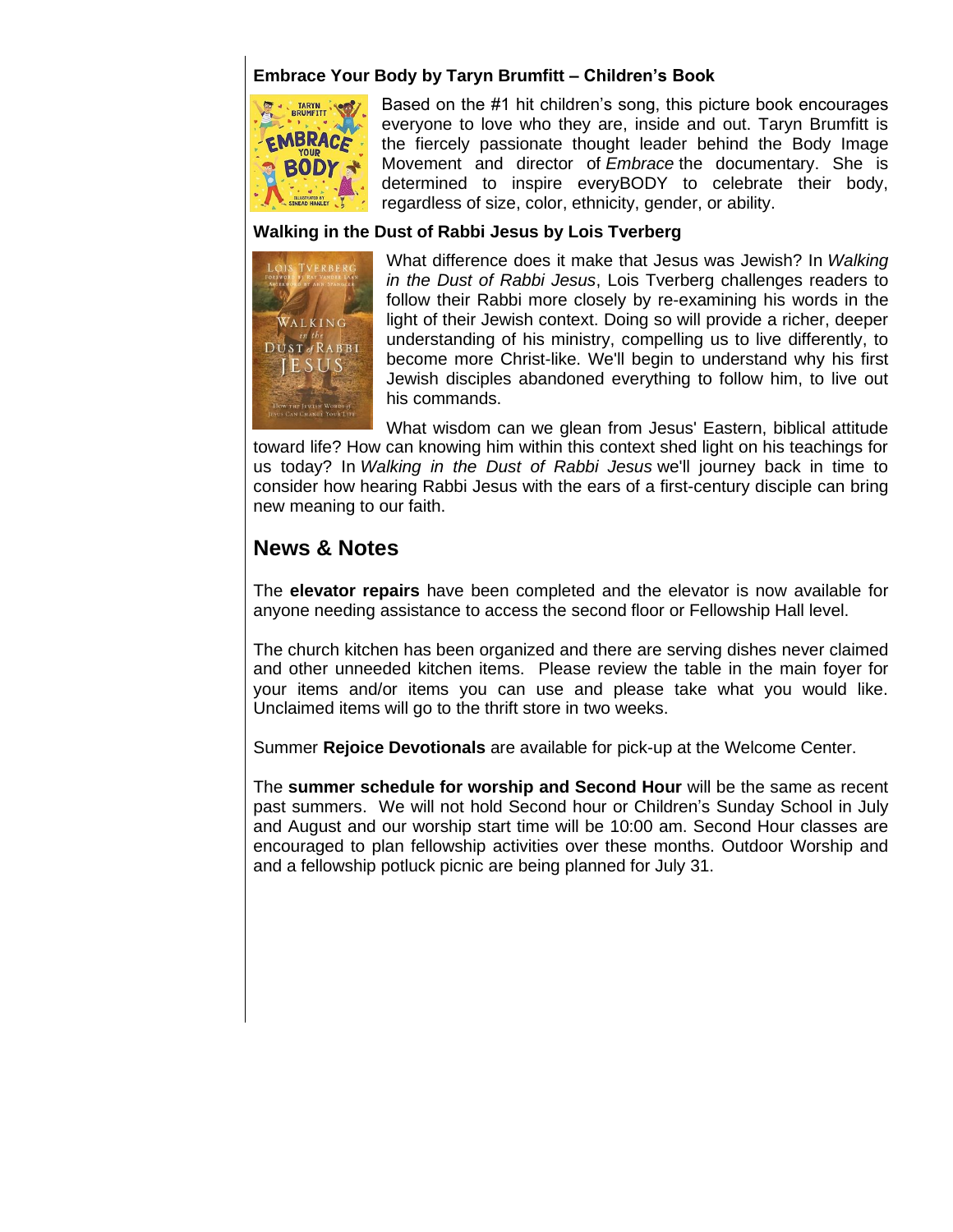**Embrace Your Body by Taryn Brumfitt – Children's Book**

Based on the #1 hit children's song, this picture book encourages everyone to love who they are, inside and out. Taryn Brumfitt is the fiercely passionate thought leader behind the Body Image Movement and director of *Embrace* the documentary. She is determined to inspire everyBODY to celebrate their body, regardless of size, color, ethnicity, gender, or ability.

**Walking in the Dust of Rabbi Jesus by Lois Tverberg**

What difference does it make that Jesus was Jewish? In *Walking in the Dust of Rabbi Jesus*, Lois Tverberg challenges readers to follow their Rabbi more closely by re-examining his words in the light of their Jewish context. Doing so will provide a richer, deeper understanding of his ministry, compelling us to live differently, to become more Christ-like. We'll begin to understand why his first Jewish disciples abandoned everything to follow him, to live out his commands.

What wisdom can we glean from Jesus' Eastern, biblical attitude toward life? How can knowing him within this context shed light on his teachings for us today? In *Walking in the Dust of Rabbi Jesus* we'll journey back in time to consider how hearing Rabbi Jesus with the ears of a first-century disciple can bring new meaning to our faith.

## News & Notes

The **elevator repairs** have been completed and the elevator is now available for anyone needing assistance to access the second floor or Fellowship Hall level.

The church kitchen has been organized and there are serving dishes never claimed and other unneeded kitchen items. Please review the table in the main foyer for your items and/or items you can use and please take what you would like. Unclaimed items will go to the thrift store in two weeks.

Summer **Rejoice Devotionals** are available for pick-up at the Welcome Center.

The **summer schedule for worship and Second Hour** will be the same as recent past summers. We will not hold Second hour or Children's Sunday School in July and August and our worship start time will be 10:00 am. Second Hour classes are encouraged to plan fellowship activities over these months. Outdoor Worship and and a fellowship potluck picnic are being planned for July 31.